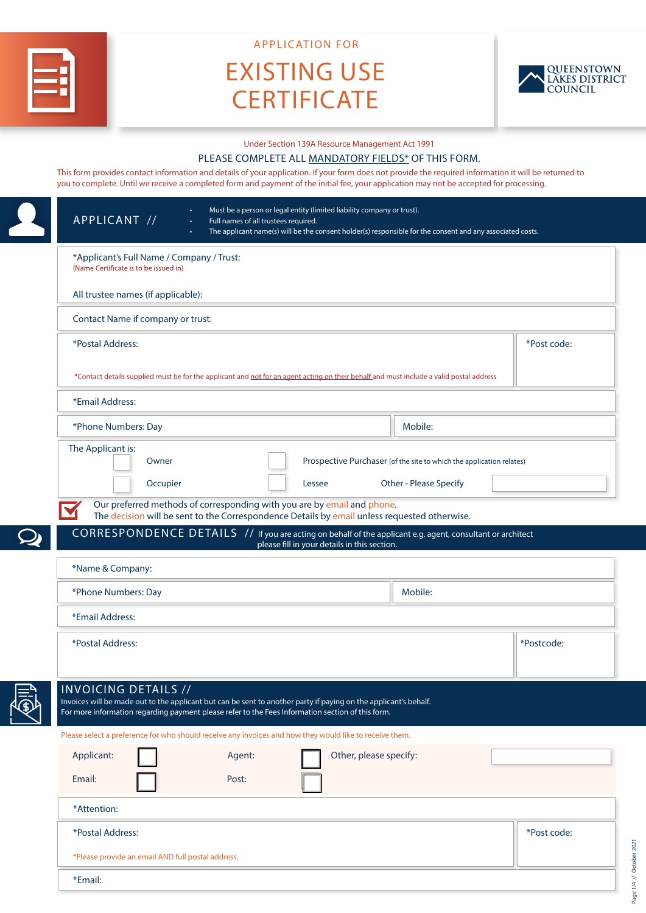APPLICATION FOR

# EXISTING USE CERTIFICATE

QUEENSTOWN LAKES DISTRICT COUNCIL

Under Section 139A Resource Management Act 1991

PLEASE COMPLETE ALL MANDATORY FIELDS* OF THIS FORM.

This form provides contact information and details of your application. If your form does not provide the required information it will be returned to you to complete. Until we receive a completed form and payment of the initial fee, your application may not be accepted for processing.

## APPLICANT //

- Must be a person or legal entity (limited liability company or trust).
- Full names of all trustees required.
- The applicant name(s) will be the consent holder(s) responsible for the consent and any associated costs.

*Applicant's Full Name / Company / Trust:
(Name Certificate is to be issued in)

All trustee names (if applicable):

Contact Name if company or trust:

| *Postal Address: | *Post code: |
|---|---|
| *Contact details supplied must be for the applicant and not for an agent acting on their behalf and must include a valid postal address | |

*Email Address:

| *Phone Numbers: Day | Mobile: |
|---|---|

The Applicant is:

- ☐ Owner
- ☐ Occupier
- ☐ Prospective Purchaser (of the site to which the application relates)
- ☐ Lessee
- Other - Please Specify

Our preferred methods of corresponding with you are by email and phone.
The decision will be sent to the Correspondence Details by email unless requested otherwise.

## CORRESPONDENCE DETAILS //

If you are acting on behalf of the applicant e.g. agent, consultant or architect please fill in your details in this section.

*Name & Company:

| *Phone Numbers: Day | Mobile: |
|---|---|

*Email Address:

| *Postal Address: | *Postcode: |
|---|---|

## INVOICING DETAILS //

Invoices will be made out to the applicant but can be sent to another party if paying on the applicant's behalf.
For more information regarding payment please refer to the Fees Information section of this form.

Please select a preference for who should receive any invoices and how they would like to receive them.

- Applicant: ☐
- Agent: ☐
- Other, please specify:
- Email: ☐
- Post: ☐

*Attention:

| *Postal Address: | *Post code: |
|---|---|
| *Please provide an email AND full postal address. | |

*Email: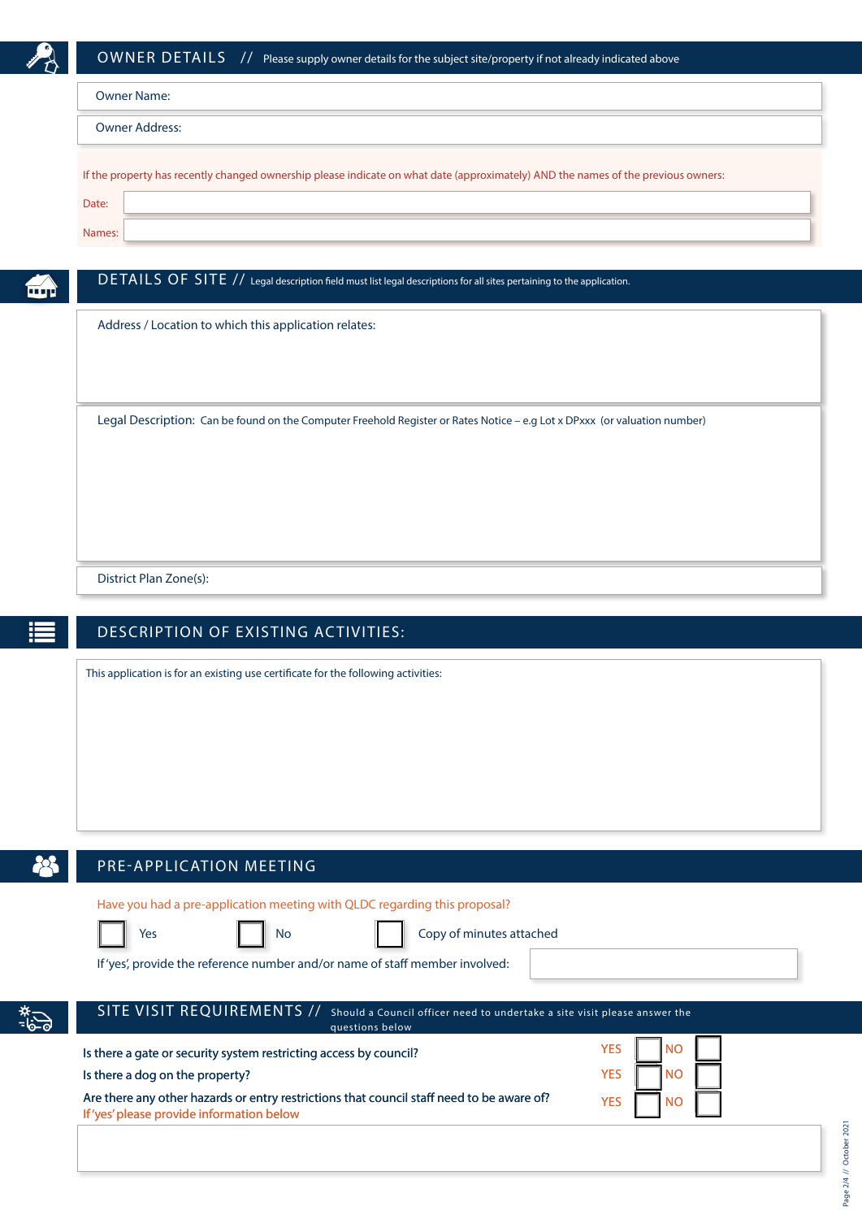## OWNER DETAILS // Please supply owner details for the subject site/property if not already indicated above

Owner Name:

Owner Address:

If the property has recently changed ownership please indicate on what date (approximately) AND the names of the previous owners:

Date:

Names:

## DETAILS OF SITE // Legal description field must list legal descriptions for all sites pertaining to the application.

Address / Location to which this application relates:

Legal Description: Can be found on the Computer Freehold Register or Rates Notice – e.g Lot x DPxxx (or valuation number)

District Plan Zone(s):

## DESCRIPTION OF EXISTING ACTIVITIES:

This application is for an existing use certificate for the following activities:

## PRE-APPLICATION MEETING

Have you had a pre-application meeting with QLDC regarding this proposal?

☐ Yes ☐ No ☐ Copy of minutes attached

If 'yes', provide the reference number and/or name of staff member involved:

## SITE VISIT REQUIREMENTS // Should a Council officer need to undertake a site visit please answer the questions below

| | | |
|---|---|---|
| Is there a gate or security system restricting access by council? | YES ☐ | NO ☐ |
| Is there a dog on the property? | YES ☐ | NO ☐ |
| Are there any other hazards or entry restrictions that council staff need to be aware of?<br>If 'yes' please provide information below | YES ☐ | NO ☐ |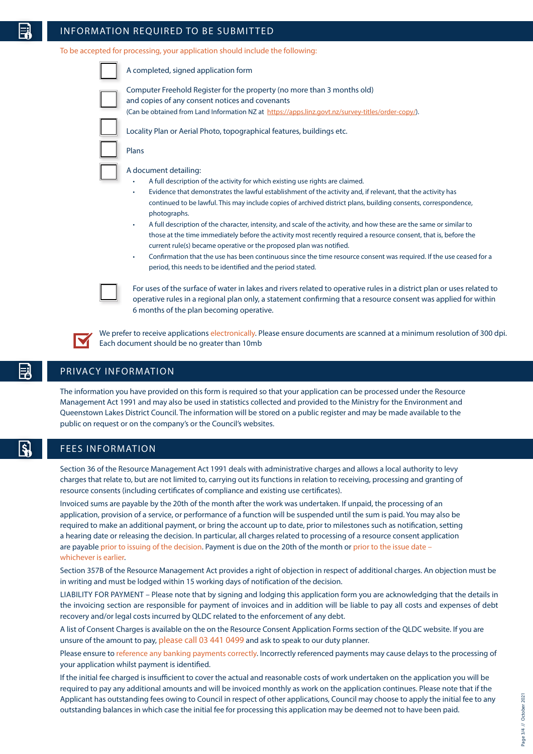## INFORMATION REQUIRED TO BE SUBMITTED

To be accepted for processing, your application should include the following:

- [ ] A completed, signed application form
- [ ] Computer Freehold Register for the property (no more than 3 months old) and copies of any consent notices and covenants (Can be obtained from Land Information NZ at https://apps.linz.govt.nz/survey-titles/order-copy/).
- [ ] Locality Plan or Aerial Photo, topographical features, buildings etc.
- [ ] Plans
- [ ] A document detailing:
  - A full description of the activity for which existing use rights are claimed.
  - Evidence that demonstrates the lawful establishment of the activity and, if relevant, that the activity has continued to be lawful. This may include copies of archived district plans, building consents, correspondence, photographs.
  - A full description of the character, intensity, and scale of the activity, and how these are the same or similar to those at the time immediately before the activity most recently required a resource consent, that is, before the current rule(s) became operative or the proposed plan was notified.
  - Confirmation that the use has been continuous since the time resource consent was required. If the use ceased for a period, this needs to be identified and the period stated.
- [ ] For uses of the surface of water in lakes and rivers related to operative rules in a district plan or uses related to operative rules in a regional plan only, a statement confirming that a resource consent was applied for within 6 months of the plan becoming operative.

We prefer to receive applications electronically. Please ensure documents are scanned at a minimum resolution of 300 dpi. Each document should be no greater than 10mb

## PRIVACY INFORMATION

The information you have provided on this form is required so that your application can be processed under the Resource Management Act 1991 and may also be used in statistics collected and provided to the Ministry for the Environment and Queenstown Lakes District Council. The information will be stored on a public register and may be made available to the public on request or on the company's or the Council's websites.

## FEES INFORMATION

Section 36 of the Resource Management Act 1991 deals with administrative charges and allows a local authority to levy charges that relate to, but are not limited to, carrying out its functions in relation to receiving, processing and granting of resource consents (including certificates of compliance and existing use certificates).

Invoiced sums are payable by the 20th of the month after the work was undertaken. If unpaid, the processing of an application, provision of a service, or performance of a function will be suspended until the sum is paid. You may also be required to make an additional payment, or bring the account up to date, prior to milestones such as notification, setting a hearing date or releasing the decision. In particular, all charges related to processing of a resource consent application are payable prior to issuing of the decision. Payment is due on the 20th of the month or prior to the issue date – whichever is earlier.

Section 357B of the Resource Management Act provides a right of objection in respect of additional charges. An objection must be in writing and must be lodged within 15 working days of notification of the decision.

LIABILITY FOR PAYMENT – Please note that by signing and lodging this application form you are acknowledging that the details in the invoicing section are responsible for payment of invoices and in addition will be liable to pay all costs and expenses of debt recovery and/or legal costs incurred by QLDC related to the enforcement of any debt.

A list of Consent Charges is available on the on the Resource Consent Application Forms section of the QLDC website. If you are unsure of the amount to pay, please call 03 441 0499 and ask to speak to our duty planner.

Please ensure to reference any banking payments correctly. Incorrectly referenced payments may cause delays to the processing of your application whilst payment is identified.

If the initial fee charged is insufficient to cover the actual and reasonable costs of work undertaken on the application you will be required to pay any additional amounts and will be invoiced monthly as work on the application continues. Please note that if the Applicant has outstanding fees owing to Council in respect of other applications, Council may choose to apply the initial fee to any outstanding balances in which case the initial fee for processing this application may be deemed not to have been paid.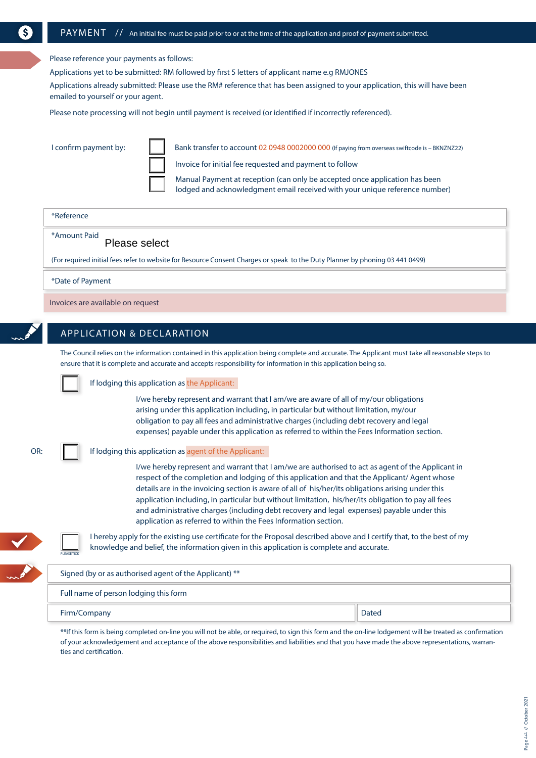## PAYMENT // An initial fee must be paid prior to or at the time of the application and proof of payment submitted.

Please reference your payments as follows:

Applications yet to be submitted: RM followed by first 5 letters of applicant name e.g RMJONES

Applications already submitted: Please use the RM# reference that has been assigned to your application, this will have been emailed to yourself or your agent.

Please note processing will not begin until payment is received (or identified if incorrectly referenced).

I confirm payment by:

- ☐ Bank transfer to account 02 0948 0002000 000 (If paying from overseas swiftcode is – BKNZNZ22)
- ☐ Invoice for initial fee requested and payment to follow
- ☐ Manual Payment at reception (can only be accepted once application has been lodged and acknowledgment email received with your unique reference number)

*Reference

*Amount Paid Please select

(For required initial fees refer to website for Resource Consent Charges or speak to the Duty Planner by phoning 03 441 0499)

*Date of Payment

Invoices are available on request

## APPLICATION & DECLARATION

The Council relies on the information contained in this application being complete and accurate. The Applicant must take all reasonable steps to ensure that it is complete and accurate and accepts responsibility for information in this application being so.

☐ If lodging this application as the Applicant:

I/we hereby represent and warrant that I am/we are aware of all of my/our obligations arising under this application including, in particular but without limitation, my/our obligation to pay all fees and administrative charges (including debt recovery and legal expenses) payable under this application as referred to within the Fees Information section.

OR: ☐ If lodging this application as agent of the Applicant:

I/we hereby represent and warrant that I am/we are authorised to act as agent of the Applicant in respect of the completion and lodging of this application and that the Applicant/ Agent whose details are in the invoicing section is aware of all of his/her/its obligations arising under this application including, in particular but without limitation, his/her/its obligation to pay all fees and administrative charges (including debt recovery and legal expenses) payable under this application as referred to within the Fees Information section.

☐ PLEASE TICK — I hereby apply for the existing use certificate for the Proposal described above and I certify that, to the best of my knowledge and belief, the information given in this application is complete and accurate.

Signed (by or as authorised agent of the Applicant) **

Full name of person lodging this form

Firm/Company

Dated

**If this form is being completed on-line you will not be able, or required, to sign this form and the on-line lodgement will be treated as confirmation of your acknowledgement and acceptance of the above responsibilities and liabilities and that you have made the above representations, warranties and certification.